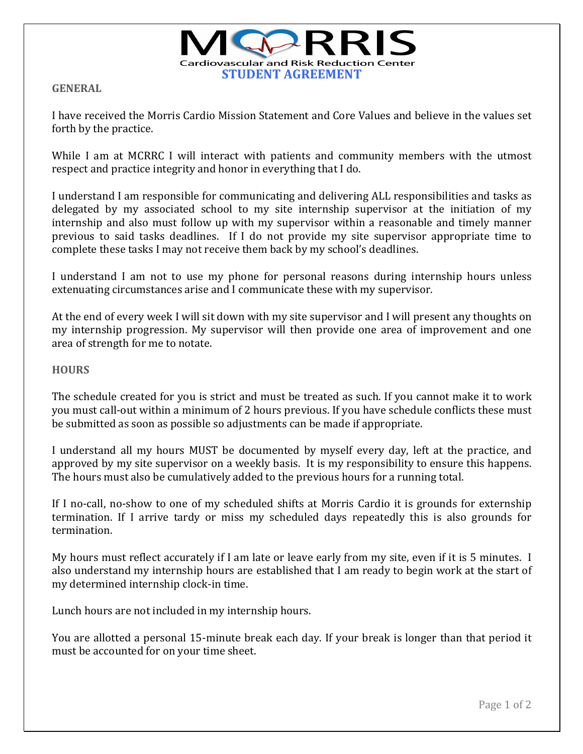MORRIS

Cardiovascular and Risk Reduction Center

# STUDENT AGREEMENT

## GENERAL

I have received the Morris Cardio Mission Statement and Core Values and believe in the values set forth by the practice.

While I am at MCRRC I will interact with patients and community members with the utmost respect and practice integrity and honor in everything that I do.

I understand I am responsible for communicating and delivering ALL responsibilities and tasks as delegated by my associated school to my site internship supervisor at the initiation of my internship and also must follow up with my supervisor within a reasonable and timely manner previous to said tasks deadlines. If I do not provide my site supervisor appropriate time to complete these tasks I may not receive them back by my school's deadlines.

I understand I am not to use my phone for personal reasons during internship hours unless extenuating circumstances arise and I communicate these with my supervisor.

At the end of every week I will sit down with my site supervisor and I will present any thoughts on my internship progression. My supervisor will then provide one area of improvement and one area of strength for me to notate.

## HOURS

The schedule created for you is strict and must be treated as such. If you cannot make it to work you must call-out within a minimum of 2 hours previous. If you have schedule conflicts these must be submitted as soon as possible so adjustments can be made if appropriate.

I understand all my hours MUST be documented by myself every day, left at the practice, and approved by my site supervisor on a weekly basis. It is my responsibility to ensure this happens. The hours must also be cumulatively added to the previous hours for a running total.

If I no-call, no-show to one of my scheduled shifts at Morris Cardio it is grounds for externship termination. If I arrive tardy or miss my scheduled days repeatedly this is also grounds for termination.

My hours must reflect accurately if I am late or leave early from my site, even if it is 5 minutes. I also understand my internship hours are established that I am ready to begin work at the start of my determined internship clock-in time.

Lunch hours are not included in my internship hours.

You are allotted a personal 15-minute break each day. If your break is longer than that period it must be accounted for on your time sheet.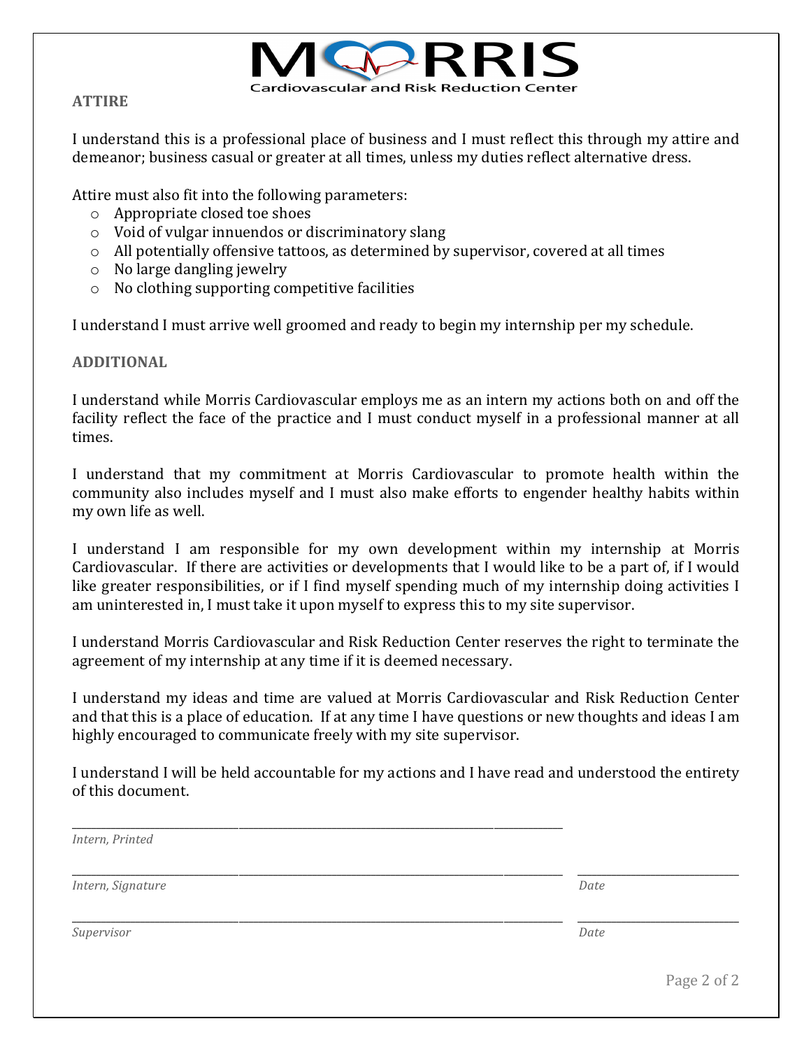## ATTIRE

I understand this is a professional place of business and I must reflect this through my attire and demeanor; business casual or greater at all times, unless my duties reflect alternative dress.

Attire must also fit into the following parameters:

- Appropriate closed toe shoes
- Void of vulgar innuendos or discriminatory slang
- All potentially offensive tattoos, as determined by supervisor, covered at all times
- No large dangling jewelry
- No clothing supporting competitive facilities

I understand I must arrive well groomed and ready to begin my internship per my schedule.

## ADDITIONAL

I understand while Morris Cardiovascular employs me as an intern my actions both on and off the facility reflect the face of the practice and I must conduct myself in a professional manner at all times.

I understand that my commitment at Morris Cardiovascular to promote health within the community also includes myself and I must also make efforts to engender healthy habits within my own life as well.

I understand I am responsible for my own development within my internship at Morris Cardiovascular. If there are activities or developments that I would like to be a part of, if I would like greater responsibilities, or if I find myself spending much of my internship doing activities I am uninterested in, I must take it upon myself to express this to my site supervisor.

I understand Morris Cardiovascular and Risk Reduction Center reserves the right to terminate the agreement of my internship at any time if it is deemed necessary.

I understand my ideas and time are valued at Morris Cardiovascular and Risk Reduction Center and that this is a place of education. If at any time I have questions or new thoughts and ideas I am highly encouraged to communicate freely with my site supervisor.

I understand I will be held accountable for my actions and I have read and understood the entirety of this document.

\_\_\_\_\_\_\_\_\_\_\_\_\_\_\_\_\_\_\_\_\_\_\_\_\_\_\_\_\_\_\_\_\_\_\_\_\_\_\_\_

*Intern, Printed*

\_\_\_\_\_\_\_\_\_\_\_\_\_\_\_\_\_\_\_\_\_\_\_\_\_\_\_\_\_\_\_\_\_\_\_\_\_\_\_\_ \_\_\_\_\_\_\_\_\_\_\_\_\_\_\_\_

*Intern, Signature* *Date*

\_\_\_\_\_\_\_\_\_\_\_\_\_\_\_\_\_\_\_\_\_\_\_\_\_\_\_\_\_\_\_\_\_\_\_\_\_\_\_\_ \_\_\_\_\_\_\_\_\_\_\_\_\_\_\_\_

*Supervisor* *Date*